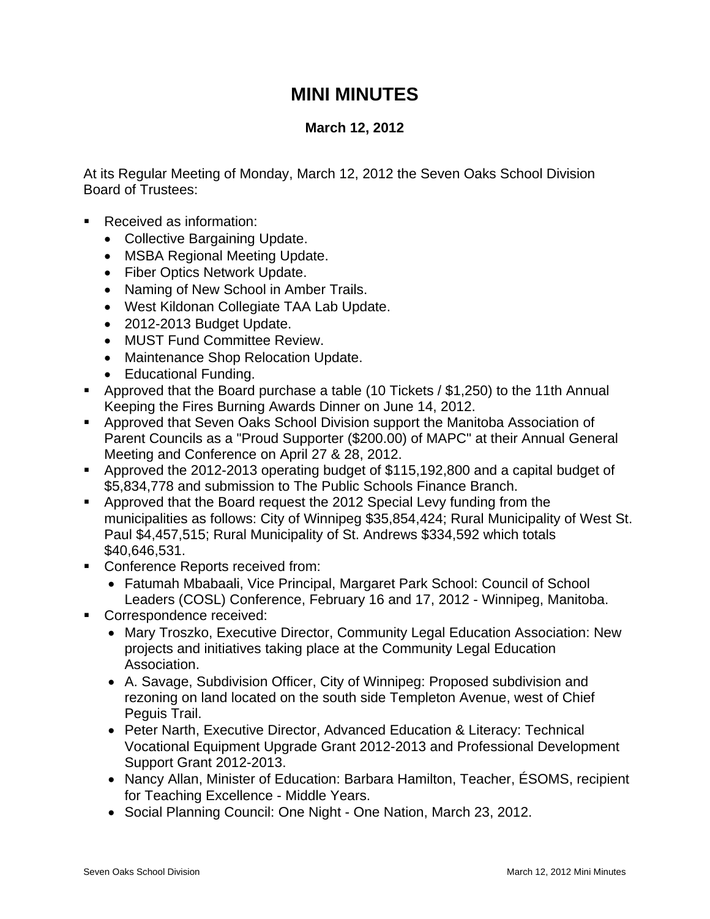# MINI MINUTES

**March 12, 2012**

At its Regular Meeting of Monday, March 12, 2012 the Seven Oaks School Division Board of Trustees:

- Received as information:
  - Collective Bargaining Update.
  - MSBA Regional Meeting Update.
  - Fiber Optics Network Update.
  - Naming of New School in Amber Trails.
  - West Kildonan Collegiate TAA Lab Update.
  - 2012-2013 Budget Update.
  - MUST Fund Committee Review.
  - Maintenance Shop Relocation Update.
  - Educational Funding.
- Approved that the Board purchase a table (10 Tickets / $1,250) to the 11th Annual Keeping the Fires Burning Awards Dinner on June 14, 2012.
- Approved that Seven Oaks School Division support the Manitoba Association of Parent Councils as a "Proud Supporter ($200.00) of MAPC" at their Annual General Meeting and Conference on April 27 & 28, 2012.
- Approved the 2012-2013 operating budget of $115,192,800 and a capital budget of $5,834,778 and submission to The Public Schools Finance Branch.
- Approved that the Board request the 2012 Special Levy funding from the municipalities as follows: City of Winnipeg $35,854,424; Rural Municipality of West St. Paul $4,457,515; Rural Municipality of St. Andrews $334,592 which totals $40,646,531.
- Conference Reports received from:
  - Fatumah Mbabaali, Vice Principal, Margaret Park School: Council of School Leaders (COSL) Conference, February 16 and 17, 2012 - Winnipeg, Manitoba.
- Correspondence received:
  - Mary Troszko, Executive Director, Community Legal Education Association: New projects and initiatives taking place at the Community Legal Education Association.
  - A. Savage, Subdivision Officer, City of Winnipeg: Proposed subdivision and rezoning on land located on the south side Templeton Avenue, west of Chief Peguis Trail.
  - Peter Narth, Executive Director, Advanced Education & Literacy: Technical Vocational Equipment Upgrade Grant 2012-2013 and Professional Development Support Grant 2012-2013.
  - Nancy Allan, Minister of Education: Barbara Hamilton, Teacher, ÉSOMS, recipient for Teaching Excellence - Middle Years.
  - Social Planning Council: One Night - One Nation, March 23, 2012.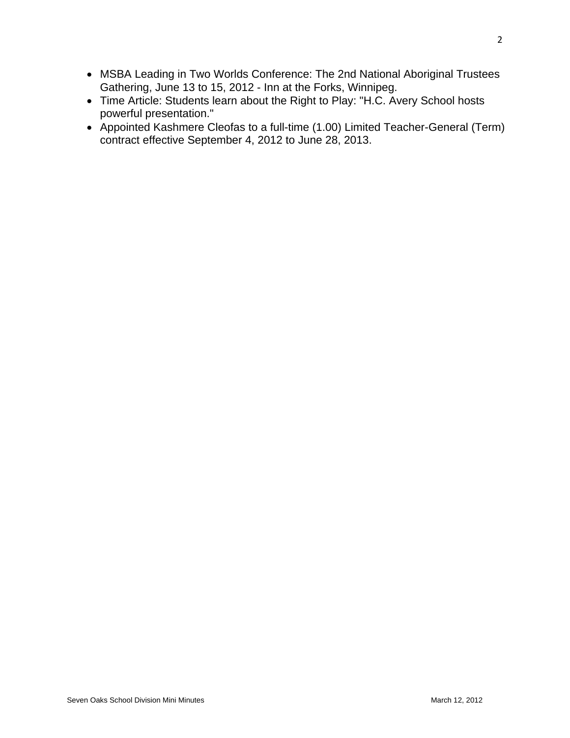- MSBA Leading in Two Worlds Conference: The 2nd National Aboriginal Trustees Gathering, June 13 to 15, 2012 - Inn at the Forks, Winnipeg.
- Time Article: Students learn about the Right to Play: "H.C. Avery School hosts powerful presentation."
- Appointed Kashmere Cleofas to a full-time (1.00) Limited Teacher-General (Term) contract effective September 4, 2012 to June 28, 2013.